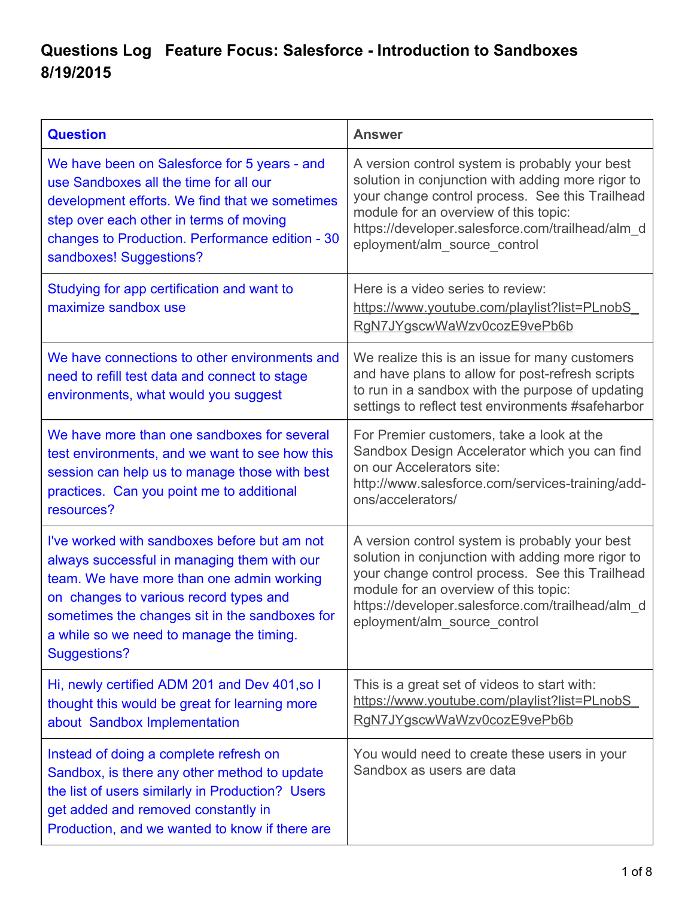# Questions Log Feature Focus: Salesforce - Introduction to Sandboxes 8/19/2015

| Question | Answer |
|---|---|
| We have been on Salesforce for 5 years - and use Sandboxes all the time for all our development efforts. We find that we sometimes step over each other in terms of moving changes to Production. Performance edition - 30 sandboxes! Suggestions? | A version control system is probably your best solution in conjunction with adding more rigor to your change control process. See this Trailhead module for an overview of this topic: https://developer.salesforce.com/trailhead/alm_deployment/alm_source_control |
| Studying for app certification and want to maximize sandbox use | Here is a video series to review: https://www.youtube.com/playlist?list=PLnobS_RgN7JYgscwWaWzv0cozE9vePb6b |
| We have connections to other environments and need to refill test data and connect to stage environments, what would you suggest | We realize this is an issue for many customers and have plans to allow for post-refresh scripts to run in a sandbox with the purpose of updating settings to reflect test environments #safeharbor |
| We have more than one sandboxes for several test environments, and we want to see how this session can help us to manage those with best practices. Can you point me to additional resources? | For Premier customers, take a look at the Sandbox Design Accelerator which you can find on our Accelerators site: http://www.salesforce.com/services-training/add-ons/accelerators/ |
| I've worked with sandboxes before but am not always successful in managing them with our team. We have more than one admin working on changes to various record types and sometimes the changes sit in the sandboxes for a while so we need to manage the timing. Suggestions? | A version control system is probably your best solution in conjunction with adding more rigor to your change control process. See this Trailhead module for an overview of this topic: https://developer.salesforce.com/trailhead/alm_deployment/alm_source_control |
| Hi, newly certified ADM 201 and Dev 401,so I thought this would be great for learning more about Sandbox Implementation | This is a great set of videos to start with: https://www.youtube.com/playlist?list=PLnobS_RgN7JYgscwWaWzv0cozE9vePb6b |
| Instead of doing a complete refresh on Sandbox, is there any other method to update the list of users similarly in Production? Users get added and removed constantly in Production, and we wanted to know if there are | You would need to create these users in your Sandbox as users are data |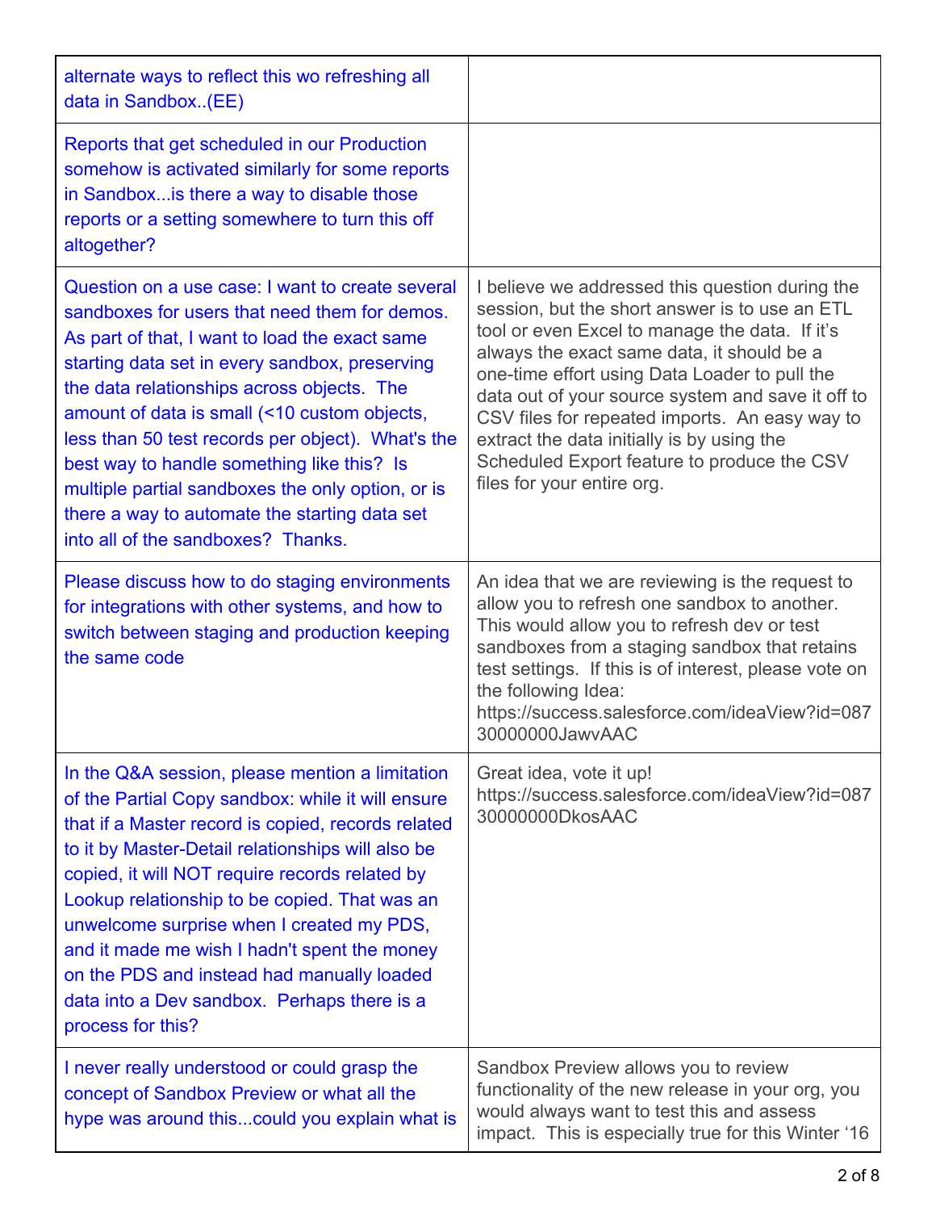| | |
|---|---|
| alternate ways to reflect this wo refreshing all data in Sandbox..(EE) | |
| Reports that get scheduled in our Production somehow is activated similarly for some reports in Sandbox...is there a way to disable those reports or a setting somewhere to turn this off altogether? | |
| Question on a use case: I want to create several sandboxes for users that need them for demos. As part of that, I want to load the exact same starting data set in every sandbox, preserving the data relationships across objects. The amount of data is small (<10 custom objects, less than 50 test records per object). What's the best way to handle something like this? Is multiple partial sandboxes the only option, or is there a way to automate the starting data set into all of the sandboxes? Thanks. | I believe we addressed this question during the session, but the short answer is to use an ETL tool or even Excel to manage the data. If it's always the exact same data, it should be a one-time effort using Data Loader to pull the data out of your source system and save it off to CSV files for repeated imports. An easy way to extract the data initially is by using the Scheduled Export feature to produce the CSV files for your entire org. |
| Please discuss how to do staging environments for integrations with other systems, and how to switch between staging and production keeping the same code | An idea that we are reviewing is the request to allow you to refresh one sandbox to another. This would allow you to refresh dev or test sandboxes from a staging sandbox that retains test settings. If this is of interest, please vote on the following Idea: https://success.salesforce.com/ideaView?id=08730000000JawvAAC |
| In the Q&A session, please mention a limitation of the Partial Copy sandbox: while it will ensure that if a Master record is copied, records related to it by Master-Detail relationships will also be copied, it will NOT require records related by Lookup relationship to be copied. That was an unwelcome surprise when I created my PDS, and it made me wish I hadn't spent the money on the PDS and instead had manually loaded data into a Dev sandbox. Perhaps there is a process for this? | Great idea, vote it up! https://success.salesforce.com/ideaView?id=08730000000DkosAAC |
| I never really understood or could grasp the concept of Sandbox Preview or what all the hype was around this...could you explain what is | Sandbox Preview allows you to review functionality of the new release in your org, you would always want to test this and assess impact. This is especially true for this Winter '16 |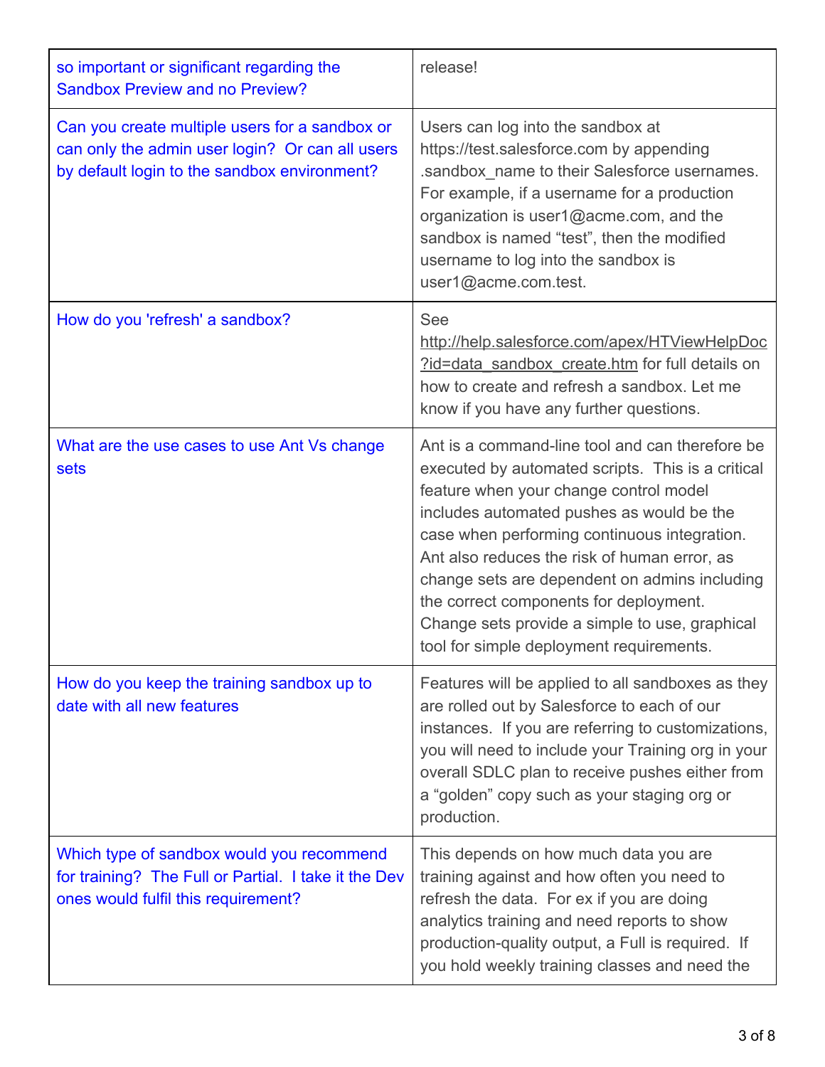| | |
|---|---|
| so important or significant regarding the Sandbox Preview and no Preview? | release! |
| Can you create multiple users for a sandbox or can only the admin user login? Or can all users by default login to the sandbox environment? | Users can log into the sandbox at https://test.salesforce.com by appending .sandbox_name to their Salesforce usernames. For example, if a username for a production organization is user1@acme.com, and the sandbox is named "test", then the modified username to log into the sandbox is user1@acme.com.test. |
| How do you 'refresh' a sandbox? | See http://help.salesforce.com/apex/HTViewHelpDoc?id=data_sandbox_create.htm for full details on how to create and refresh a sandbox. Let me know if you have any further questions. |
| What are the use cases to use Ant Vs change sets | Ant is a command-line tool and can therefore be executed by automated scripts. This is a critical feature when your change control model includes automated pushes as would be the case when performing continuous integration. Ant also reduces the risk of human error, as change sets are dependent on admins including the correct components for deployment. Change sets provide a simple to use, graphical tool for simple deployment requirements. |
| How do you keep the training sandbox up to date with all new features | Features will be applied to all sandboxes as they are rolled out by Salesforce to each of our instances. If you are referring to customizations, you will need to include your Training org in your overall SDLC plan to receive pushes either from a "golden" copy such as your staging org or production. |
| Which type of sandbox would you recommend for training? The Full or Partial. I take it the Dev ones would fulfil this requirement? | This depends on how much data you are training against and how often you need to refresh the data. For ex if you are doing analytics training and need reports to show production-quality output, a Full is required. If you hold weekly training classes and need the |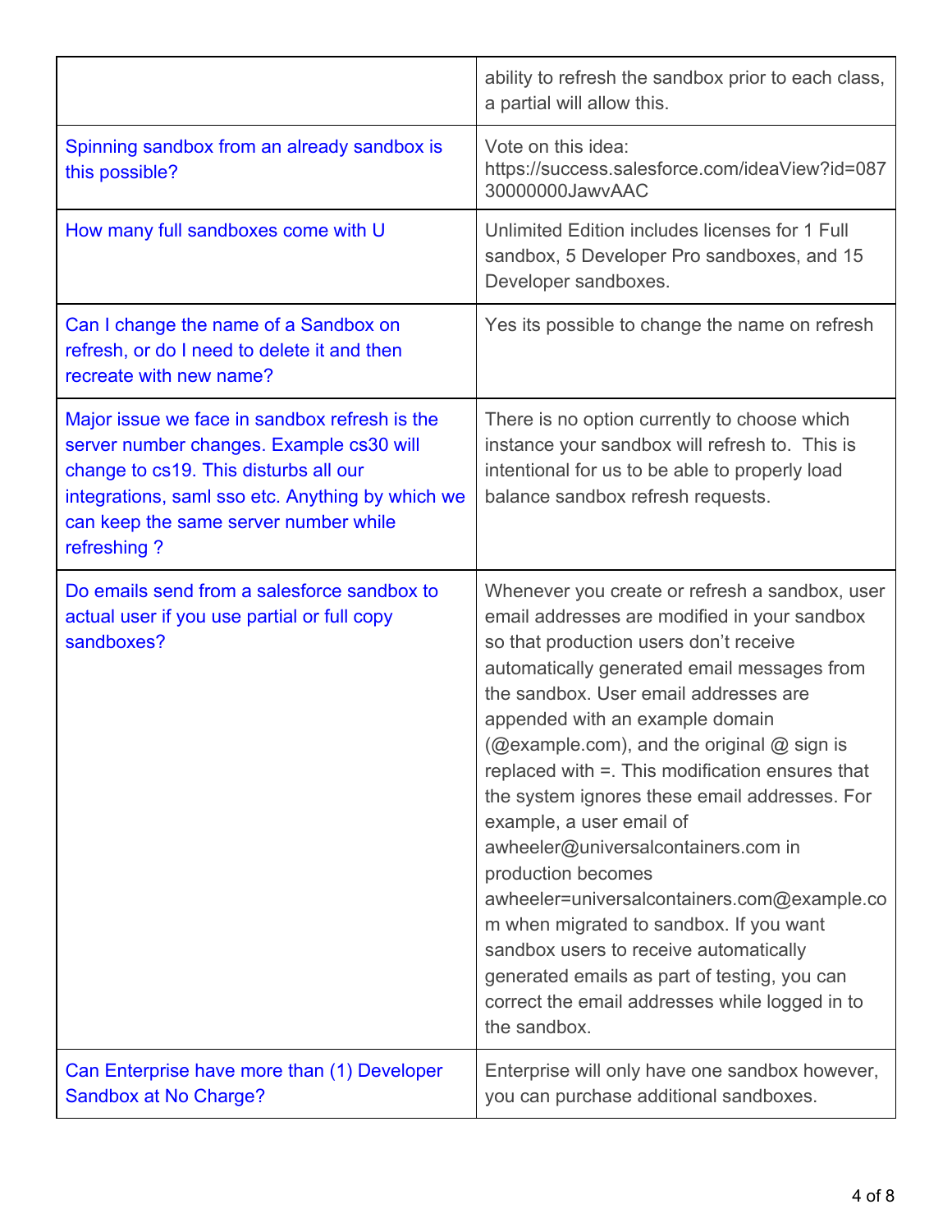| | |
|---|---|
| | ability to refresh the sandbox prior to each class, a partial will allow this. |
| Spinning sandbox from an already sandbox is this possible? | Vote on this idea: https://success.salesforce.com/ideaView?id=08730000000JawvAAC |
| How many full sandboxes come with U | Unlimited Edition includes licenses for 1 Full sandbox, 5 Developer Pro sandboxes, and 15 Developer sandboxes. |
| Can I change the name of a Sandbox on refresh, or do I need to delete it and then recreate with new name? | Yes its possible to change the name on refresh |
| Major issue we face in sandbox refresh is the server number changes. Example cs30 will change to cs19. This disturbs all our integrations, saml sso etc. Anything by which we can keep the same server number while refreshing ? | There is no option currently to choose which instance your sandbox will refresh to. This is intentional for us to be able to properly load balance sandbox refresh requests. |
| Do emails send from a salesforce sandbox to actual user if you use partial or full copy sandboxes? | Whenever you create or refresh a sandbox, user email addresses are modified in your sandbox so that production users don't receive automatically generated email messages from the sandbox. User email addresses are appended with an example domain (@example.com), and the original @ sign is replaced with =. This modification ensures that the system ignores these email addresses. For example, a user email of awheeler@universalcontainers.com in production becomes awheeler=universalcontainers.com@example.com when migrated to sandbox. If you want sandbox users to receive automatically generated emails as part of testing, you can correct the email addresses while logged in to the sandbox. |
| Can Enterprise have more than (1) Developer Sandbox at No Charge? | Enterprise will only have one sandbox however, you can purchase additional sandboxes. |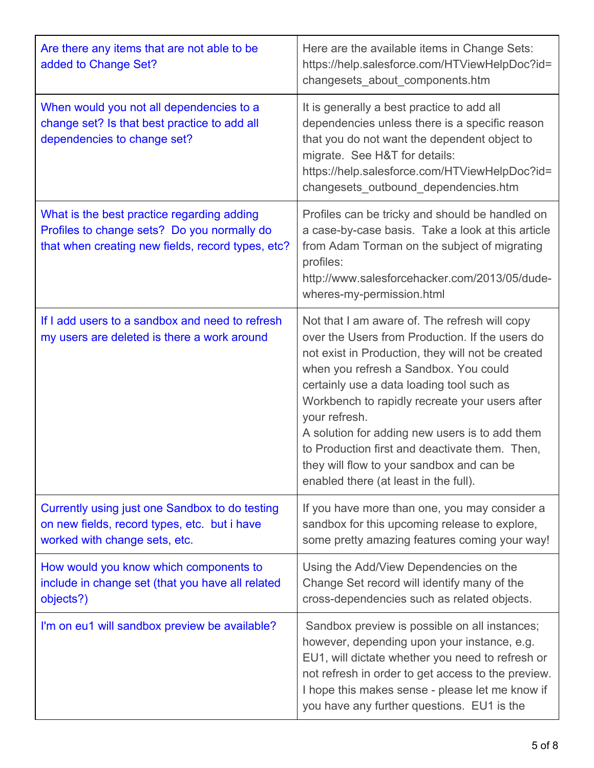| Are there any items that are not able to be added to Change Set? | Here are the available items in Change Sets: https://help.salesforce.com/HTViewHelpDoc?id=changesets_about_components.htm |
|---|---|
| When would you not all dependencies to a change set? Is that best practice to add all dependencies to change set? | It is generally a best practice to add all dependencies unless there is a specific reason that you do not want the dependent object to migrate. See H&T for details: https://help.salesforce.com/HTViewHelpDoc?id=changesets_outbound_dependencies.htm |
| What is the best practice regarding adding Profiles to change sets? Do you normally do that when creating new fields, record types, etc? | Profiles can be tricky and should be handled on a case-by-case basis. Take a look at this article from Adam Torman on the subject of migrating profiles: http://www.salesforcehacker.com/2013/05/dude-wheres-my-permission.html |
| If I add users to a sandbox and need to refresh my users are deleted is there a work around | Not that I am aware of. The refresh will copy over the Users from Production. If the users do not exist in Production, they will not be created when you refresh a Sandbox. You could certainly use a data loading tool such as Workbench to rapidly recreate your users after your refresh.<br>A solution for adding new users is to add them to Production first and deactivate them. Then, they will flow to your sandbox and can be enabled there (at least in the full). |
| Currently using just one Sandbox to do testing on new fields, record types, etc. but i have worked with change sets, etc. | If you have more than one, you may consider a sandbox for this upcoming release to explore, some pretty amazing features coming your way! |
| How would you know which components to include in change set (that you have all related objects?) | Using the Add/View Dependencies on the Change Set record will identify many of the cross-dependencies such as related objects. |
| I'm on eu1 will sandbox preview be available? | Sandbox preview is possible on all instances; however, depending upon your instance, e.g. EU1, will dictate whether you need to refresh or not refresh in order to get access to the preview. I hope this makes sense - please let me know if you have any further questions. EU1 is the |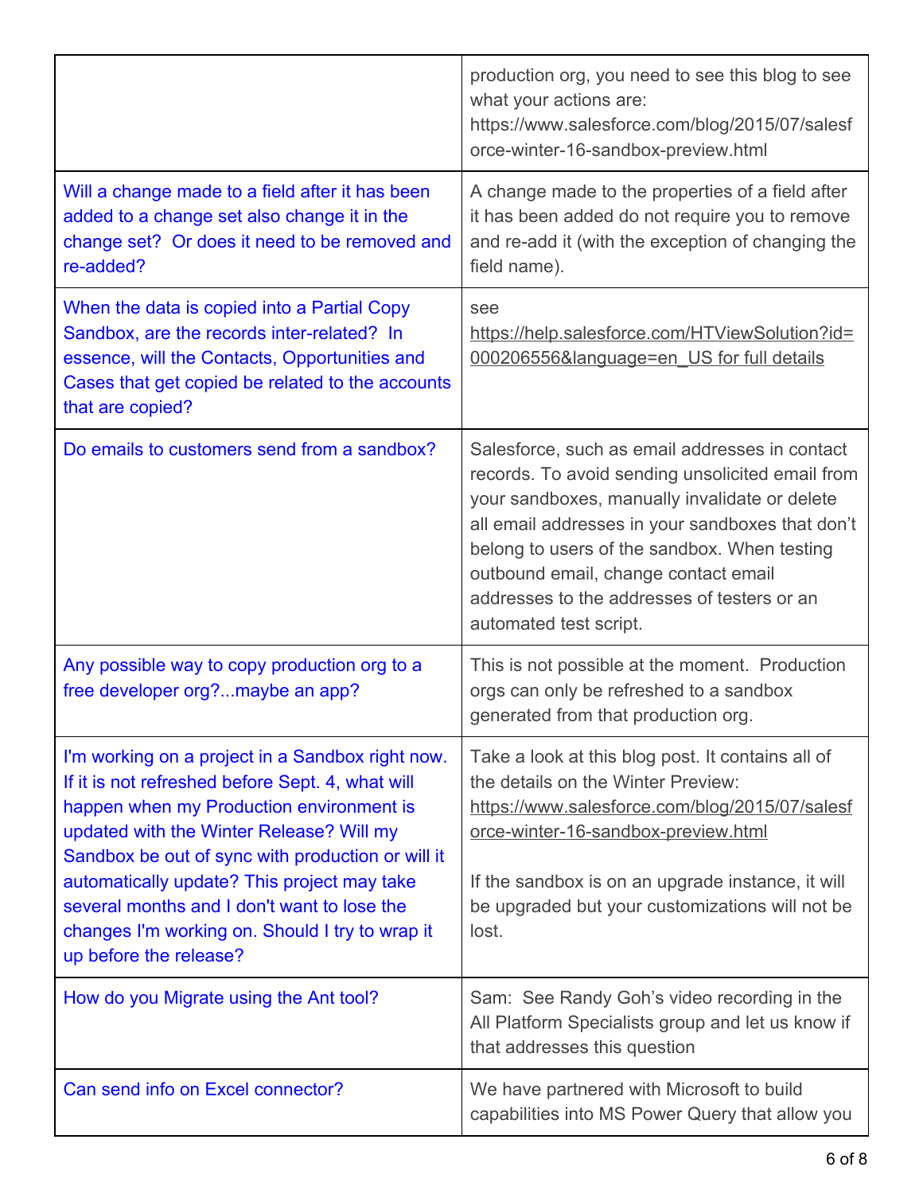| | |
|---|---|
| | production org, you need to see this blog to see what your actions are: https://www.salesforce.com/blog/2015/07/salesforce-winter-16-sandbox-preview.html |
| Will a change made to a field after it has been added to a change set also change it in the change set? Or does it need to be removed and re-added? | A change made to the properties of a field after it has been added do not require you to remove and re-add it (with the exception of changing the field name). |
| When the data is copied into a Partial Copy Sandbox, are the records inter-related? In essence, will the Contacts, Opportunities and Cases that get copied be related to the accounts that are copied? | see https://help.salesforce.com/HTViewSolution?id=000206556&language=en_US for full details |
| Do emails to customers send from a sandbox? | Salesforce, such as email addresses in contact records. To avoid sending unsolicited email from your sandboxes, manually invalidate or delete all email addresses in your sandboxes that don't belong to users of the sandbox. When testing outbound email, change contact email addresses to the addresses of testers or an automated test script. |
| Any possible way to copy production org to a free developer org?...maybe an app? | This is not possible at the moment. Production orgs can only be refreshed to a sandbox generated from that production org. |
| I'm working on a project in a Sandbox right now. If it is not refreshed before Sept. 4, what will happen when my Production environment is updated with the Winter Release? Will my Sandbox be out of sync with production or will it automatically update? This project may take several months and I don't want to lose the changes I'm working on. Should I try to wrap it up before the release? | Take a look at this blog post. It contains all of the details on the Winter Preview: https://www.salesforce.com/blog/2015/07/salesforce-winter-16-sandbox-preview.html<br><br>If the sandbox is on an upgrade instance, it will be upgraded but your customizations will not be lost. |
| How do you Migrate using the Ant tool? | Sam: See Randy Goh's video recording in the All Platform Specialists group and let us know if that addresses this question |
| Can send info on Excel connector? | We have partnered with Microsoft to build capabilities into MS Power Query that allow you |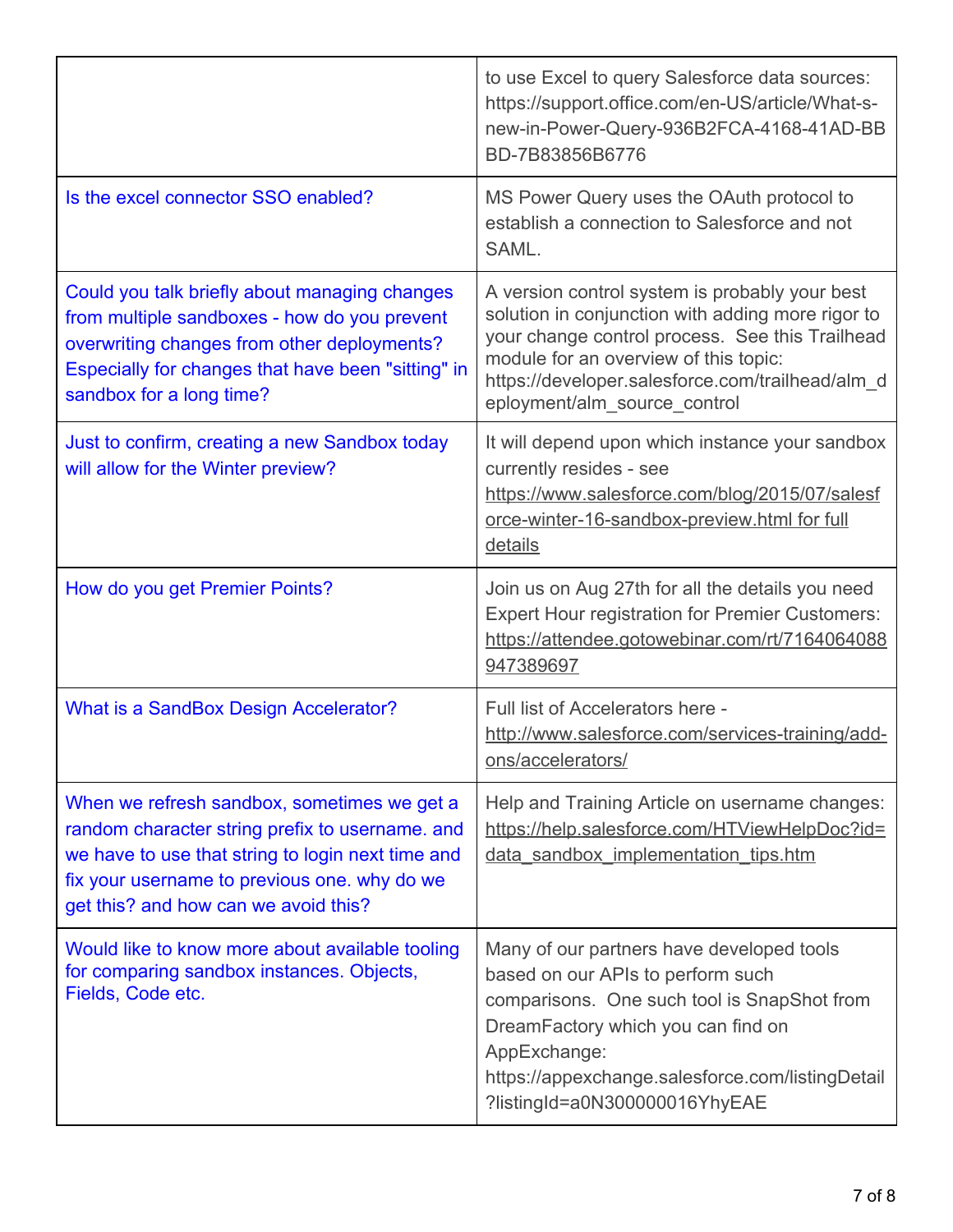| | |
|---|---|
| | to use Excel to query Salesforce data sources: https://support.office.com/en-US/article/What-s-new-in-Power-Query-936B2FCA-4168-41AD-BBBD-7B83856B6776 |
| Is the excel connector SSO enabled? | MS Power Query uses the OAuth protocol to establish a connection to Salesforce and not SAML. |
| Could you talk briefly about managing changes from multiple sandboxes - how do you prevent overwriting changes from other deployments? Especially for changes that have been "sitting" in sandbox for a long time? | A version control system is probably your best solution in conjunction with adding more rigor to your change control process. See this Trailhead module for an overview of this topic: https://developer.salesforce.com/trailhead/alm_deployment/alm_source_control |
| Just to confirm, creating a new Sandbox today will allow for the Winter preview? | It will depend upon which instance your sandbox currently resides - see https://www.salesforce.com/blog/2015/07/salesforce-winter-16-sandbox-preview.html for full details |
| How do you get Premier Points? | Join us on Aug 27th for all the details you need Expert Hour registration for Premier Customers: https://attendee.gotowebinar.com/rt/7164064088947389697 |
| What is a SandBox Design Accelerator? | Full list of Accelerators here - http://www.salesforce.com/services-training/add-ons/accelerators/ |
| When we refresh sandbox, sometimes we get a random character string prefix to username. and we have to use that string to login next time and fix your username to previous one. why do we get this? and how can we avoid this? | Help and Training Article on username changes: https://help.salesforce.com/HTViewHelpDoc?id=data_sandbox_implementation_tips.htm |
| Would like to know more about available tooling for comparing sandbox instances. Objects, Fields, Code etc. | Many of our partners have developed tools based on our APIs to perform such comparisons. One such tool is SnapShot from DreamFactory which you can find on AppExchange: https://appexchange.salesforce.com/listingDetail?listingId=a0N300000016YhyEAE |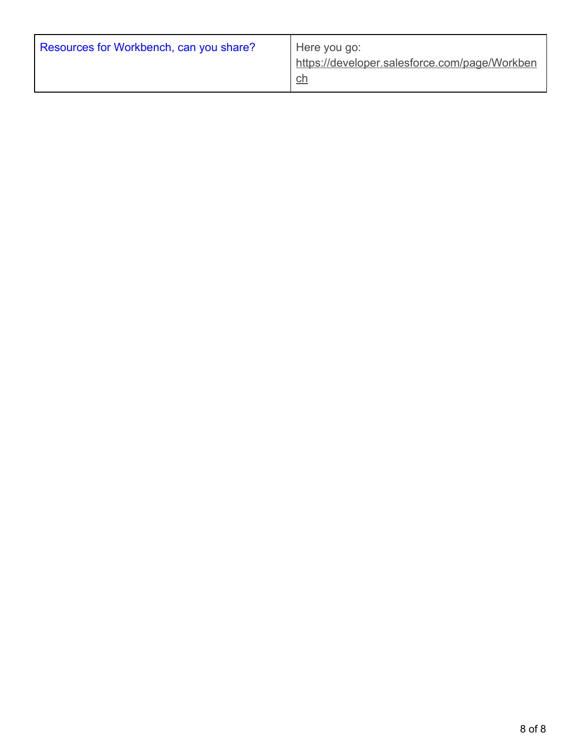| | |
|---|---|
| Resources for Workbench, can you share? | Here you go: https://developer.salesforce.com/page/Workbench |